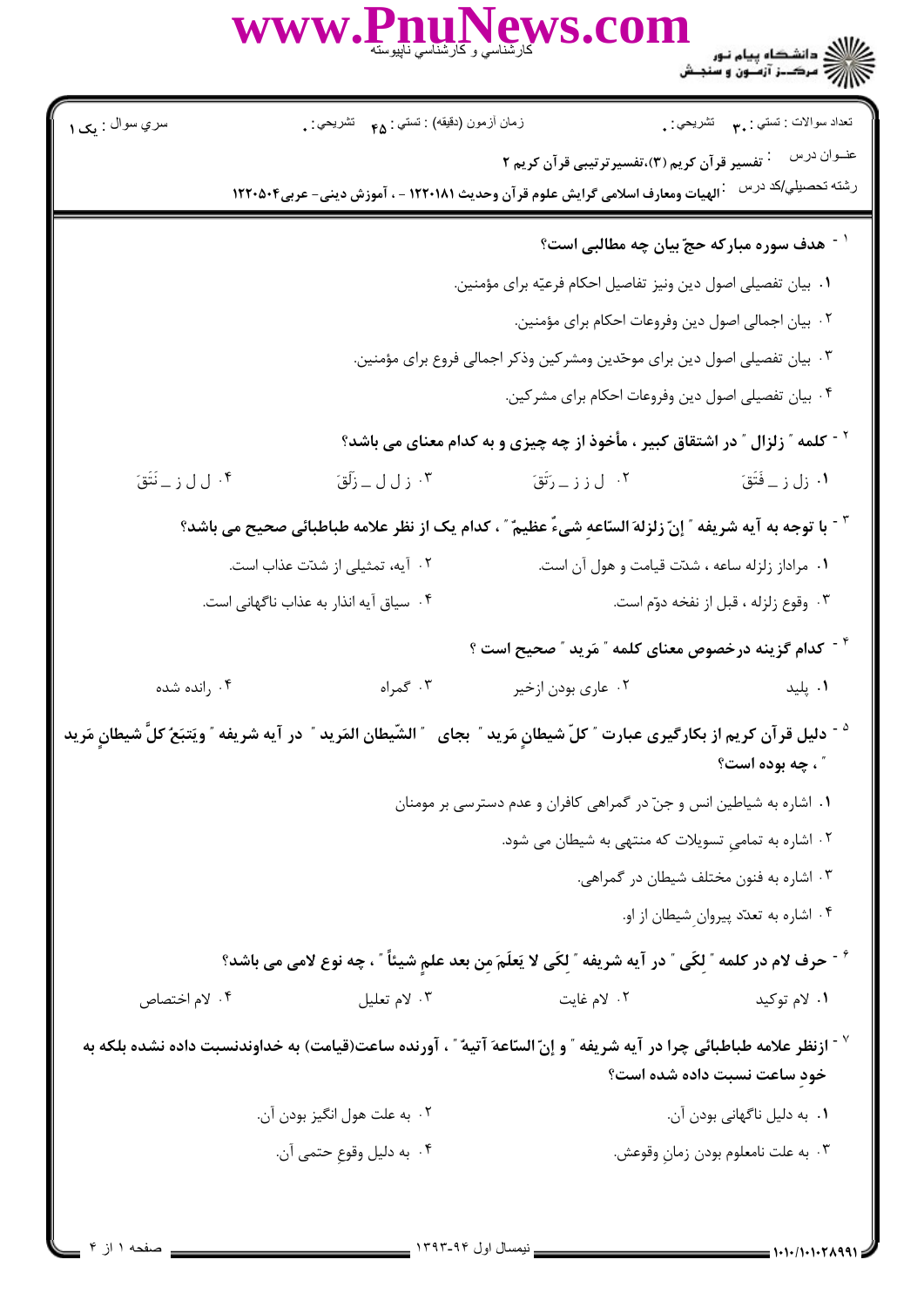سري سوال : یک ۱

زمان آزمون (دقیقه) : تستی : ۴۵ تشریحی : ۰

تعداد سوالات : تستی : ۳۰ تشریحی : ۰

عنوان درس : تفسیر قرآن کریم (۳)،تفسیرترتیبی قرآن کریم ۲

رشته تحصیلی/کد درس : الهیات ومعارف اسلامی گرایش علوم قرآن وحدیث ۱۲۲۰۱۸۱ - ، آموزش دینی- عربی۱۲۲۰۵۰۴

۱ - **هدف سوره مبارکه حجّ بیان چه مطالبی است؟**

۱. بیان تفصیلی اصول دین ونیز تفاصیل احکام فرعیّه برای مؤمنین.

۲. بیان اجمالی اصول دین وفروعات احکام برای مؤمنین.

۳. بیان تفصیلی اصول دین برای موحّدین ومشرکین وذکر اجمالی فروع برای مؤمنین.

۴. بیان تفصیلی اصول دین وفروعات احکام برای مشرکین.

۲ - **کلمه " زلزال " در اشتقاق کبیر ، مأخوذ از چه چیزی و به کدام معنای می باشد؟**

۱. زل ز ــ فَتَقَ

۲. ل ز ز ــ رَتَقَ

۳. ز ل ل ــ زَلَقَ

۴. ل ل ز ــ نَتَقَ

۳ - **با توجه به آیه شریفه " إنّ زلزلةَ السّاعةِ شیءٌ عظیمٌ " ، کدام یک از نظر علامه طباطبائی صحیح می باشد؟**

۱. مراداز زلزله ساعه ، شدّت قیامت و هول آن است.

۲. آیه، تمثیلی از شدّت عذاب است.

۳. وقوع زلزله ، قبل از نفخه دوّم است.

۴. سیاق آیه انذار به عذاب ناگهانی است.

۴ - **کدام گزینه درخصوص معنای کلمه " مَرید " صحیح است ؟**

۱. پلید

۲. عاری بودن ازخیر

۳. گمراه

۴. رانده شده

۵ - **دلیل قرآن کریم از بکارگیری عبارت " کلّ شیطانٍ مَرید " بجای " الشّیطان المَرید " در آیه شریفه " ویَتبَعُ کلَّ شیطانٍ مَرید " ، چه بوده است؟**

۱. اشاره به شیاطین انس و جنّ در گمراهی کافران و عدم دسترسی بر مومنان

۲. اشاره به تمامیِ تسویلات که منتهی به شیطان می شود.

۳. اشاره به فنون مختلف شیطان در گمراهی.

۴. اشاره به تعدّد پیروانِ شیطان از او.

۶ - **حرف لام در کلمه " لِکَی " در آیه شریفه " لِکَی لا یَعلَمَ مِن بعد علمٍ شیئاً " ، چه نوع لامی می باشد؟**

۱. لام توکید

۲. لام غایت

۳. لام تعلیل

۴. لام اختصاص

۷ - **ازنظر علامه طباطبائی چرا در آیه شریفه " و إنّ السّاعةَ آتیةٌ " ، آورنده ساعت(قیامت) به خداوندنسبت داده نشده بلکه به خودِ ساعت نسبت داده شده است؟**

۱. به دلیل ناگهانی بودن آن.

۲. به علت هول انگیز بودن آن.

۳. به علت نامعلوم بودن زمانِ وقوعش.

۴. به دلیل وقوعِ حتمی آن.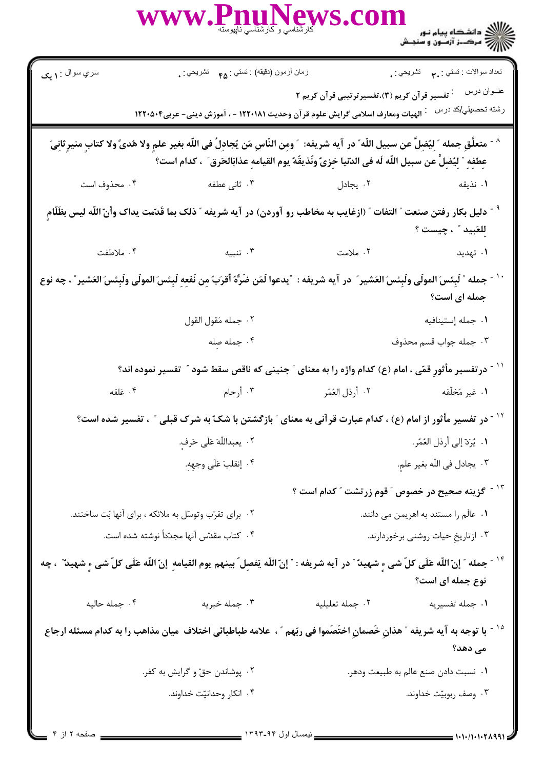سري سوال : ۱ یک | زمان آزمون (دقیقه) : تستی : ۴۵ تشریحی : ۰ | تعداد سوالات : تستی : ۳۰ تشریحی : ۰

عنـوان درس : تفسیر قرآن کریم (۳)،تفسیرترتیبی قرآن کریم ۲

رشته تحصیلی/کد درس : الهیات ومعارف اسلامی گرایش علوم قرآن وحدیث ۱۲۲۰۱۸۱ - ، آموزش دینی- عربی۱۲۲۰۵۰۴

۸- متعلَّقِ جمله " لِیُضِلَّ عن سبیل اللّه" در آیه شریفه: " ومِن النّاسِ مَن یُجادلُ فی اللّه بغیر علمٍ ولا هُدیً ولا کتابٍ منیرٍ ثانِیَ عِطفِهِ " لِیُضِلَّ عن سبیل اللّه لَه فی الدّنیا خِزیٌ ونُذیقُهُ یوم القیامهِ عذابَالحَرَق " ، کدام است؟

۱. نذیقه
۲. یجادل
۳. ثانی عطفه
۴. محذوف است

۹- دلیل بکار رفتن صنعت " التفات " (ازغایب به مخاطب رو آوردن) در آیه شریفه " ذلک بما قَدّمت یداک وأنّ اللّه لیس بظَلّامٍ لِلعَبید " ، چیست ؟

۱. تهدید
۲. ملامت
۳. تنبیه
۴. ملاطفت

۱۰- جمله " لَبِئسَ المولَی ولَبِئسَ العَشیر" در آیه شریفه : "یدعوا لَمَن ضَرُّهُ أقرَبُ مِن نَفعِهِ لَبِئسَ المولَی ولَبِئسَ العَشیر" ، چه نوع جمله ای است؟

۱. جمله إستینافیه
۲. جمله مَقول القول
۳. جمله جواب قسم محذوف
۴. جمله صله

۱۱- درتفسیر مأثورِ قمّی ، امام (ع) کدام واژه را به معنای " جنینی که ناقص سقط شود " تفسیر نموده اند؟

۱. غیر مُخلّقه
۲. أرذل العُمُر
۳. أرحام
۴. عَلقه

۱۲- در تفسیر مأثور از امام (ع) ، کدام عبارت قرآنی به معنای " بازگشتن با شکّ به شرک قبلی " ، تفسیر شده است؟

۱. یُرَدّ إلی أرذل العُمُر.
۲. یعبدُاللّهَ عَلَی حَرفٍ.
۳. یجادل فی اللّه بغیر علمٍ.
۴. إنقلبَ عَلَی وجهِهِ.

۱۳- گزینه صحیح در خصوص " قوم زرتشت " کدام است ؟

۱. عالَم را مستند به اهریمن می دانند.
۲. برای تقرّب وتوسّل به ملائکه ، برای آنها بُت ساختند.
۳. ازتاریخِ حیات روشنی برخوردارند.
۴. کتاب مقدّس آنها مجدّداً نوشته شده است.

۱۴- جمله " إنّ اللّه عَلَی کلّ شی ءٍ شهیدٌ " در آیه شریفه : " إنّ اللّه یَفصِلُ بینهم یوم القیامهِ إنّ اللّه عَلَی کلّ شی ءٍ شهیدٌ" ، چه نوع جمله ای است؟

۱. جمله تفسیریه
۲. جمله تعلیلیه
۳. جمله خبریه
۴. جمله حالیه

۱۵- با توجه به آیه شریفه " هذانِ خَصمانِ اختَصَموا فی ربّهِم " ، علامه طباطبائی اختلاف میان مذاهب را به کدام مسئله ارجاع می دهد؟

۱. نسبت دادن صنع عالم به طبیعت ودهر.
۲. پوشاندن حقّ و گرایش به کفر.
۳. وصف ربوبیّت خداوند.
۴. انکار وحدانیّت خداوند.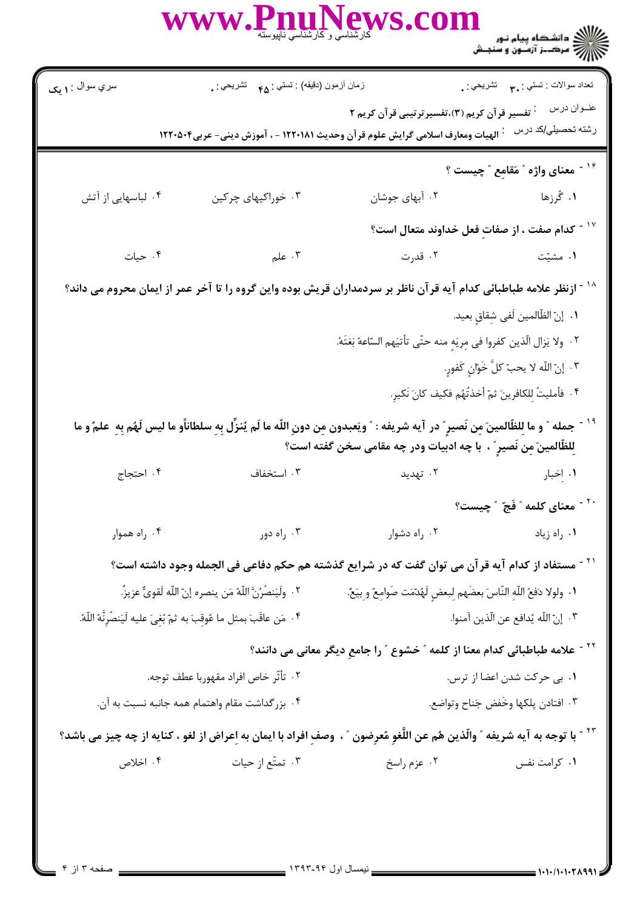سري سوال : ۱ یک | زمان آزمون (دقیقه) : تستی : ۴۵ تشریحی : ۰ | تعداد سوالات : تستی : ۳۰ تشریحی : ۰

عنــوان درس : تفسیر قرآن کریم (۳)،تفسیرترتیبی قرآن کریم ۲

رشته تحصيلي/کد درس : الهیات ومعارف اسلامی گرایش علوم قرآن وحدیث ۱۲۲۰۱۸۱ - ، آموزش دینی- عربی۱۲۲۰۵۰۴

۱۶- **معنای واژه ″ مَقامِع ″ چیست ؟**

۱. گُرزها
۲. آبهای جوشان
۳. خوراکیهای چرکین
۴. لباسهایی از آتش

۱۷- **کدام صفت ، از صفاتِ فعل خداوند متعال است؟**

۱. مشیّت
۲. قدرت
۳. علم
۴. حیات

۱۸- **ازنظر علامه طباطبائی کدام آیه قرآن ناظر بر سردمداران قریش بوده واین گروه را تا آخر عمر از ایمان محروم می داند؟**

۱. إنّ الظّالمین لَفی شِقاقٍ بعید.
۲. ولا یَزال الّذین کفروا فی مِریَهٍ منه حتّی تأتیَهم السّاعهُ بَغتَهً.
۳. إنّ اللّه لا یحبّ کلَّ خَوّانٍ کَفورٍ.
۴. فأملیتُ لِلکافرینَ ثمّ أخذتُهُم فکیف کانَ نَکیرِ.

۱۹- **جمله ″ و ما لِلظّالمینَ مِن نَصیرٍ ″ در آیه شریفه : ″ ویَعبدون مِن دونِ اللّه ما لَم یُنزِّل بِهِ سلطاناًو ما لیس لَهُم بِهِ علمٌ و ما لِلظّالمینَ مِن نَصیرٍ ″ ، با چه ادبیات ودر چه مقامی سخن گفته است؟**

۱. اِخبار
۲. تهدید
۳. استخفاف
۴. احتجاج

۲۰- **معنای کلمه ″ فَجّ ″ چیست؟**

۱. راه زیاد
۲. راه دشوار
۳. راه دور
۴. راه هموار

۲۱- **مستفاد از کدام آیه قرآن می توان گفت که در شرایع گذشته هم حکم دفاعی فی الجمله وجود داشته است؟**

۱. ولولا دَفعُ اللّهِ النّاسَ بعضَهم لِبعضٍ لَهُدِّمَت صَوامِعُ و بِیَعٌ.
۲. ولَیَنصُرُنَّ اللّهُ مَن ینصره إنّ اللّه لَقویٌّ عزیزٌ.
۳. إنّ اللّه یُدافع عن الّذین آمنوا.
۴. مَن عاقَبَ بمثل ما عُوقِبَ به ثمّ بُغِیَ علیه لَیَنصُرَنَّهُ اللّهُ.

۲۲- **علامه طباطبائی کدام معنا از کلمه ″ خشوع ″ را جامعِ دیگر معانی می دانند؟**

۱. بی حرکت شدن اعضا از ترس.
۲. تأثّر خاص افراد مقهوربا عطف توجه.
۳. افتادن پلکها وخَفض جَناح وتواضع.
۴. بزرگداشت مقام واهتمام همه جانبه نسبت به آن.

۲۳- **با توجه به آیه شریفه ″ والّذین هُم عن اللّغوِ مُعرِضون ″ ، وصفِ افراد با ایمان به اِعراض از لغو ، کنایه از چه چیز می باشد؟**

۱. کرامت نفس
۲. عزم راسخ
۳. تمتّع از حیات
۴. اخلاص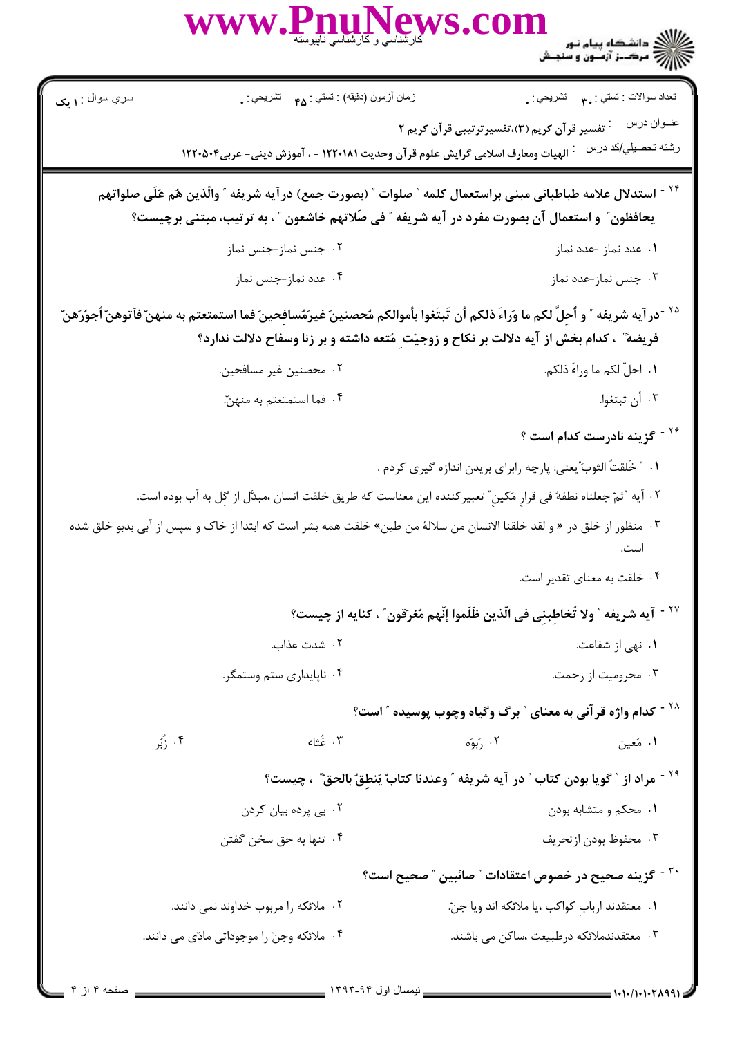۲۴ - استدلال علامه طباطبائی مبنی براستعمال کلمه " صلوات " (بصورت جمع) درآیه شریفه " والّذین هُم عَلَی صلواتهم یحافظون" و استعمال آن بصورت مفرد در آیه شریفه " فی صَلاتهم خاشعون " ، به ترتیب، مبتنی برچیست؟

۱. عدد نماز -عدد نماز

۲. جنس نماز-جنس نماز

۳. جنس نماز-عدد نماز

۴. عدد نماز-جنس نماز

۲۵ - درآیه شریفه " و أُحِلَّ لکم ما وَراءَ ذلکم أن تَبتَغوا بأموالکم مُحصنینَ غیرَمُسافِحینَ فما استمتعتم به منهنّ فآتوهنّ أجوَرَهنّ فریضهً" ، کدام بخش از آیه دلالت بر نکاح و زوجیّت ِ مُتعه داشته و بر زنا وسفاح دلالت ندارد؟

۱. احلّ لکم ما وراءَ ذلکم.

۲. محصنین غیر مسافحین.

۳. أن تبتغوا.

۴. فما استمتعتم به منهنّ.

۲۶ - گزینه نادرست کدام است ؟

۱. " خَلقتُ الثوبَ"یعنی: پارچه رابرای بریدن اندازه گیری کردم .

۲. آیه "ثمّ جعلناه نطفهً فی قرارٍ مَکین" تعبیرکننده این معناست که طریق خلقت انسان ،مبدّل از گِل به آب بوده است.

۳. منظور از خلق در « و لقد خلقنا الانسان من سلالهٔ من طین» خلقت همه بشر است که ابتدا از خاک و سپس از آبی بدبو خلق شده است.

۴. خلقت به معنای تقدیر است.

۲۷ - آیه شریفه " ولا تُخاطِبنِی فی الّذین ظَلَموا إنّهم مُغرَقون" ، کنایه از چیست؟

۱. نهی از شفاعت.

۲. شدت عذاب.

۳. محرومیت از رحمت.

۴. ناپایداری ستم وستمگر.

۲۸ - کدام واژه قرآنی به معنای " برگ وگیاه وچوب پوسیده " است؟

۱. مَعین

۲. رَبوَه

۳. غُثاء

۴. زُبُر

۲۹ - مراد از " گویا بودن کتاب " در آیه شریفه " وعندنا کتابٌ یَنطِقُ بالحقّ" ، چیست؟

۱. محکم و متشابه بودن

۲. بی پرده بیان کردن

۳. محفوظ بودن ازتحریف

۴. تنها به حق سخن گفتن

۳۰ - گزینه صحیح در خصوص اعتقادات " صائبین " صحیح است؟

۱. معتقدند اربابِ کواکب ،یا ملائکه اند ویا جنّ.

۲. ملائکه را مربوب خداوند نمی دانند.

۳. معتقدندملائکه درطبیعت ،ساکن می باشند.

۴. ملائکه وجنّ را موجوداتی مادّی می دانند.